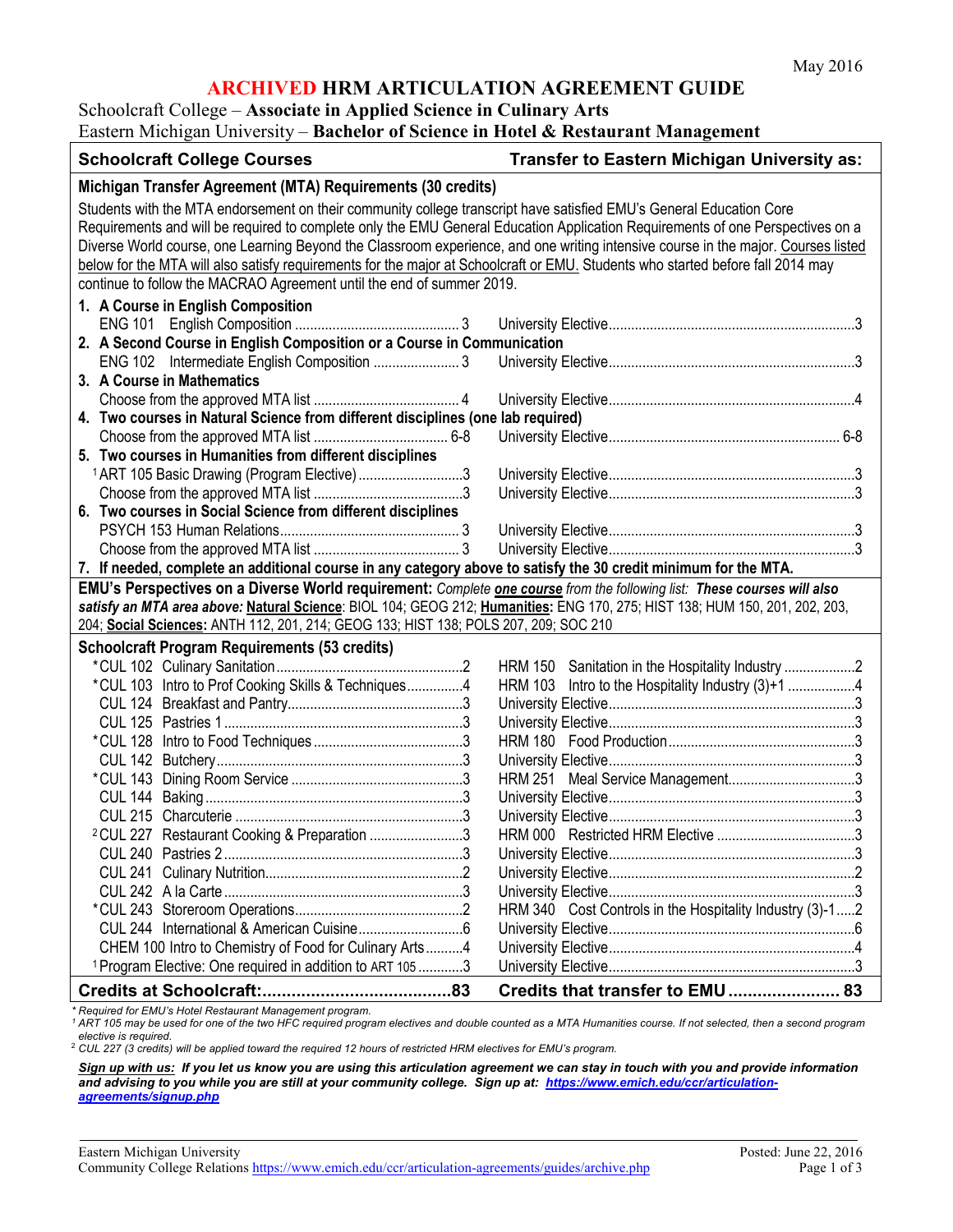May 2016

# ARCHIVED HRM ARTICULATION AGREEMENT GUIDE

Schoolcraft College – **Associate in Applied Science in Culinary Arts**
Eastern Michigan University – **Bachelor of Science in Hotel & Restaurant Management**

| Schoolcraft College Courses | Transfer to Eastern Michigan University as: |
|---|---|
| **Michigan Transfer Agreement (MTA) Requirements (30 credits)** | |
| Students with the MTA endorsement on their community college transcript have satisfied EMU's General Education Core Requirements and will be required to complete only the EMU General Education Application Requirements of one Perspectives on a Diverse World course, one Learning Beyond the Classroom experience, and one writing intensive course in the major. Courses listed below for the MTA will also satisfy requirements for the major at Schoolcraft or EMU. Students who started before fall 2014 may continue to follow the MACRAO Agreement until the end of summer 2019. | |
| **1. A Course in English Composition** | |
| ENG 101 English Composition ... 3 | University Elective ... 3 |
| **2. A Second Course in English Composition or a Course in Communication** | |
| ENG 102 Intermediate English Composition ... 3 | University Elective ... 3 |
| **3. A Course in Mathematics** | |
| Choose from the approved MTA list ... 4 | University Elective ... 4 |
| **4. Two courses in Natural Science from different disciplines (one lab required)** | |
| Choose from the approved MTA list ... 6-8 | University Elective ... 6-8 |
| **5. Two courses in Humanities from different disciplines** | |
| [1]ART 105 Basic Drawing (Program Elective) ... 3 | University Elective ... 3 |
| Choose from the approved MTA list ... 3 | University Elective ... 3 |
| **6. Two courses in Social Science from different disciplines** | |
| PSYCH 153 Human Relations ... 3 | University Elective ... 3 |
| Choose from the approved MTA list ... 3 | University Elective ... 3 |
| **7. If needed, complete an additional course in any category above to satisfy the 30 credit minimum for the MTA.** | |
| **EMU's Perspectives on a Diverse World requirement:** *Complete **one course** from the following list: **These courses will also satisfy an MTA area above:*** **Natural Science**: BIOL 104; GEOG 212; **Humanities:** ENG 170, 275; HIST 138; HUM 150, 201, 202, 203, 204; **Social Sciences:** ANTH 112, 201, 214; GEOG 133; HIST 138; POLS 207, 209; SOC 210 | |
| **Schoolcraft Program Requirements (53 credits)** | |
| *CUL 102 Culinary Sanitation ... 2 | HRM 150 Sanitation in the Hospitality Industry ... 2 |
| *CUL 103 Intro to Prof Cooking Skills & Techniques ... 4 | HRM 103 Intro to the Hospitality Industry (3)+1 ... 4 |
| CUL 124 Breakfast and Pantry ... 3 | University Elective ... 3 |
| CUL 125 Pastries 1 ... 3 | University Elective ... 3 |
| *CUL 128 Intro to Food Techniques ... 3 | HRM 180 Food Production ... 3 |
| CUL 142 Butchery ... 3 | University Elective ... 3 |
| *CUL 143 Dining Room Service ... 3 | HRM 251 Meal Service Management ... 3 |
| CUL 144 Baking ... 3 | University Elective ... 3 |
| CUL 215 Charcuterie ... 3 | University Elective ... 3 |
| [2]CUL 227 Restaurant Cooking & Preparation ... 3 | HRM 000 Restricted HRM Elective ... 3 |
| CUL 240 Pastries 2 ... 3 | University Elective ... 3 |
| CUL 241 Culinary Nutrition ... 2 | University Elective ... 2 |
| CUL 242 A la Carte ... 3 | University Elective ... 3 |
| *CUL 243 Storeroom Operations ... 2 | HRM 340 Cost Controls in the Hospitality Industry (3)-1 ... 2 |
| CUL 244 International & American Cuisine ... 6 | University Elective ... 6 |
| CHEM 100 Intro to Chemistry of Food for Culinary Arts ... 4 | University Elective ... 4 |
| [1]Program Elective: One required in addition to ART 105 ... 3 | University Elective ... 3 |
| **Credits at Schoolcraft: ... 83** | **Credits that transfer to EMU ... 83** |

*\* Required for EMU's Hotel Restaurant Management program.*
*[1] ART 105 may be used for one of the two HFC required program electives and double counted as a MTA Humanities course. If not selected, then a second program elective is required.*
*[2] CUL 227 (3 credits) will be applied toward the required 12 hours of restricted HRM electives for EMU's program.*

***Sign up with us:** If you let us know you are using this articulation agreement we can stay in touch with you and provide information and advising to you while you are still at your community college. Sign up at: https://www.emich.edu/ccr/articulation-agreements/signup.php*

Eastern Michigan University
Community College Relations https://www.emich.edu/ccr/articulation-agreements/guides/archive.php

Posted: June 22, 2016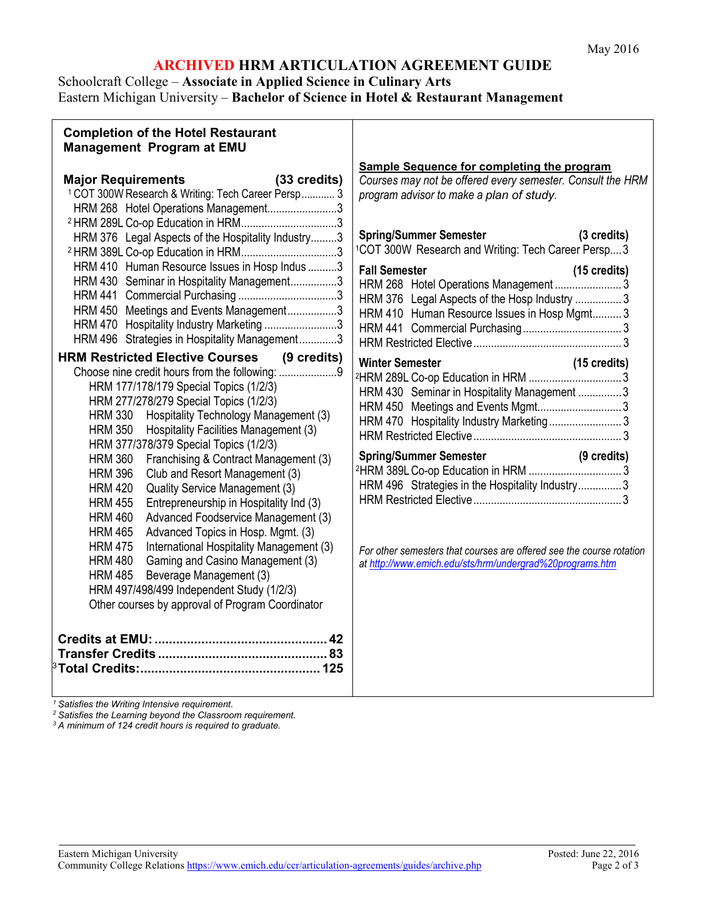May 2016

# ARCHIVED HRM ARTICULATION AGREEMENT GUIDE

Schoolcraft College – **Associate in Applied Science in Culinary Arts**
Eastern Michigan University – **Bachelor of Science in Hotel & Restaurant Management**

## Completion of the Hotel Restaurant Management Program at EMU

### Major Requirements (33 credits)

- [1] COT 300W Research & Writing: Tech Career Persp ............ 3
- HRM 268 Hotel Operations Management ........................ 3
- [2] HRM 289L Co-op Education in HRM ........................ 3
- HRM 376 Legal Aspects of the Hospitality Industry ........ 3
- [2] HRM 389L Co-op Education in HRM ........................ 3
- HRM 410 Human Resource Issues in Hosp Indus .......... 3
- HRM 430 Seminar in Hospitality Management ............... 3
- HRM 441 Commercial Purchasing ................................ 3
- HRM 450 Meetings and Events Management ................ 3
- HRM 470 Hospitality Industry Marketing ...................... 3
- HRM 496 Strategies in Hospitality Management ............ 3

### HRM Restricted Elective Courses (9 credits)

Choose nine credit hours from the following: .................... 9

- HRM 177/178/179 Special Topics (1/2/3)
- HRM 277/278/279 Special Topics (1/2/3)
- HRM 330 Hospitality Technology Management (3)
- HRM 350 Hospitality Facilities Management (3)
- HRM 377/378/379 Special Topics (1/2/3)
- HRM 360 Franchising & Contract Management (3)
- HRM 396 Club and Resort Management (3)
- HRM 420 Quality Service Management (3)
- HRM 455 Entrepreneurship in Hospitality Ind (3)
- HRM 460 Advanced Foodservice Management (3)
- HRM 465 Advanced Topics in Hosp. Mgmt. (3)
- HRM 475 International Hospitality Management (3)
- HRM 480 Gaming and Casino Management (3)
- HRM 485 Beverage Management (3)
- HRM 497/498/499 Independent Study (1/2/3)
- Other courses by approval of Program Coordinator

**Credits at EMU: ............................................... 42**
**Transfer Credits ............................................... 83**
[3] **Total Credits: ................................................. 125**

## Sample Sequence for completing the program

*Courses may not be offered every semester. Consult the HRM program advisor to make a plan of study.*

**Spring/Summer Semester (3 credits)**

- [1] COT 300W Research and Writing: Tech Career Persp.... 3

**Fall Semester (15 credits)**

- HRM 268 Hotel Operations Management ...................... 3
- HRM 376 Legal Aspects of the Hosp Industry ................ 3
- HRM 410 Human Resource Issues in Hosp Mgmt.......... 3
- HRM 441 Commercial Purchasing ................................ 3
- HRM Restricted Elective ............................................. 3

**Winter Semester (15 credits)**

- [2] HRM 289L Co-op Education in HRM ........................ 3
- HRM 430 Seminar in Hospitality Management ............... 3
- HRM 450 Meetings and Events Mgmt............................ 3
- HRM 470 Hospitality Industry Marketing ........................ 3
- HRM Restricted Elective ............................................. 3

**Spring/Summer Semester (9 credits)**

- [2] HRM 389L Co-op Education in HRM ........................ 3
- HRM 496 Strategies in the Hospitality Industry.............. 3
- HRM Restricted Elective ............................................. 3

*For other semesters that courses are offered see the course rotation at http://www.emich.edu/sts/hrm/undergrad%20programs.htm*

*[1] Satisfies the Writing Intensive requirement.*
*[2] Satisfies the Learning beyond the Classroom requirement.*
*[3] A minimum of 124 credit hours is required to graduate.*

Eastern Michigan University
Community College Relations https://www.emich.edu/ccr/articulation-agreements/guides/archive.php

Posted: June 22, 2016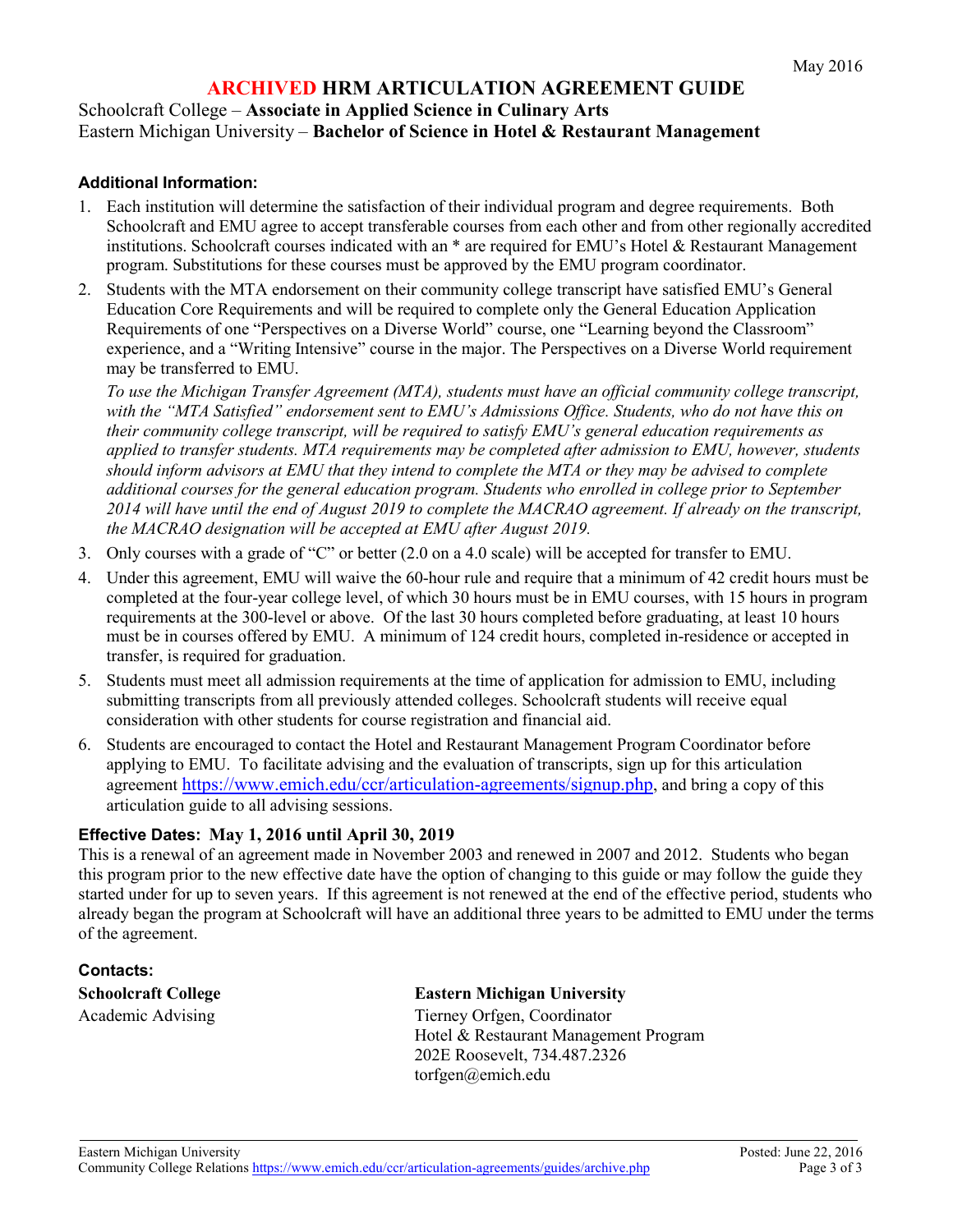May 2016

# ARCHIVED HRM ARTICULATION AGREEMENT GUIDE

Schoolcraft College – **Associate in Applied Science in Culinary Arts**
Eastern Michigan University – **Bachelor of Science in Hotel & Restaurant Management**

### Additional Information:

1. Each institution will determine the satisfaction of their individual program and degree requirements. Both Schoolcraft and EMU agree to accept transferable courses from each other and from other regionally accredited institutions. Schoolcraft courses indicated with an * are required for EMU's Hotel & Restaurant Management program. Substitutions for these courses must be approved by the EMU program coordinator.
2. Students with the MTA endorsement on their community college transcript have satisfied EMU's General Education Core Requirements and will be required to complete only the General Education Application Requirements of one "Perspectives on a Diverse World" course, one "Learning beyond the Classroom" experience, and a "Writing Intensive" course in the major. The Perspectives on a Diverse World requirement may be transferred to EMU.

   *To use the Michigan Transfer Agreement (MTA), students must have an official community college transcript, with the "MTA Satisfied" endorsement sent to EMU's Admissions Office. Students, who do not have this on their community college transcript, will be required to satisfy EMU's general education requirements as applied to transfer students. MTA requirements may be completed after admission to EMU, however, students should inform advisors at EMU that they intend to complete the MTA or they may be advised to complete additional courses for the general education program. Students who enrolled in college prior to September 2014 will have until the end of August 2019 to complete the MACRAO agreement. If already on the transcript, the MACRAO designation will be accepted at EMU after August 2019.*
3. Only courses with a grade of "C" or better (2.0 on a 4.0 scale) will be accepted for transfer to EMU.
4. Under this agreement, EMU will waive the 60-hour rule and require that a minimum of 42 credit hours must be completed at the four-year college level, of which 30 hours must be in EMU courses, with 15 hours in program requirements at the 300-level or above. Of the last 30 hours completed before graduating, at least 10 hours must be in courses offered by EMU. A minimum of 124 credit hours, completed in-residence or accepted in transfer, is required for graduation.
5. Students must meet all admission requirements at the time of application for admission to EMU, including submitting transcripts from all previously attended colleges. Schoolcraft students will receive equal consideration with other students for course registration and financial aid.
6. Students are encouraged to contact the Hotel and Restaurant Management Program Coordinator before applying to EMU. To facilitate advising and the evaluation of transcripts, sign up for this articulation agreement https://www.emich.edu/ccr/articulation-agreements/signup.php, and bring a copy of this articulation guide to all advising sessions.

### Effective Dates: May 1, 2016 until April 30, 2019

This is a renewal of an agreement made in November 2003 and renewed in 2007 and 2012. Students who began this program prior to the new effective date have the option of changing to this guide or may follow the guide they started under for up to seven years. If this agreement is not renewed at the end of the effective period, students who already began the program at Schoolcraft will have an additional three years to be admitted to EMU under the terms of the agreement.

### Contacts:

**Schoolcraft College**
Academic Advising

**Eastern Michigan University**
Tierney Orfgen, Coordinator
Hotel & Restaurant Management Program
202E Roosevelt, 734.487.2326
torfgen@emich.edu

Eastern Michigan University
Community College Relations https://www.emich.edu/ccr/articulation-agreements/guides/archive.php

Posted: June 22, 2016